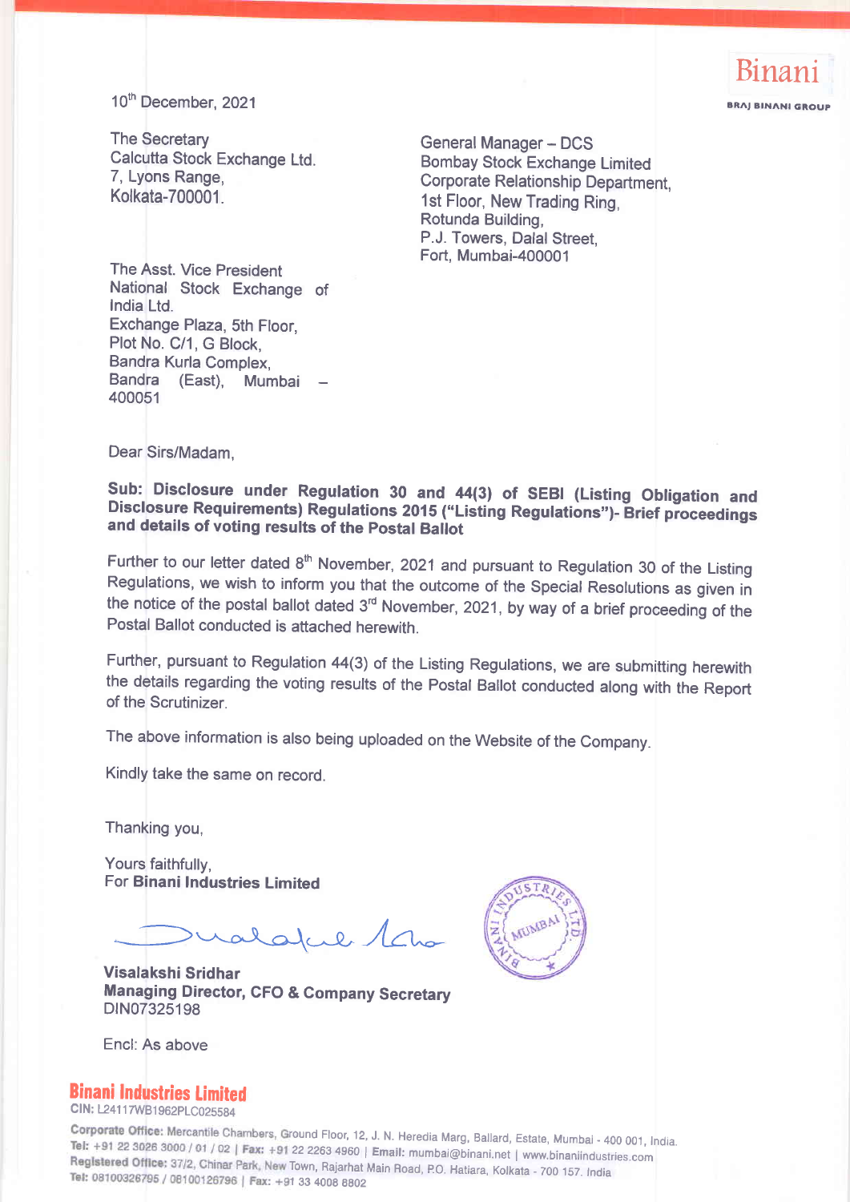Binani

BRAJ BINANI GROUP

10th December, 2021

The Secretary
Calcutta Stock Exchange Ltd.
7, Lyons Range,
Kolkata-700001.

General Manager – DCS
Bombay Stock Exchange Limited
Corporate Relationship Department,
1st Floor, New Trading Ring,
Rotunda Building,
P.J. Towers, Dalal Street,
Fort, Mumbai-400001

The Asst. Vice President
National Stock Exchange of India Ltd.
Exchange Plaza, 5th Floor,
Plot No. C/1, G Block,
Bandra Kurla Complex,
Bandra (East), Mumbai – 400051

Dear Sirs/Madam,

**Sub: Disclosure under Regulation 30 and 44(3) of SEBI (Listing Obligation and Disclosure Requirements) Regulations 2015 ("Listing Regulations")- Brief proceedings and details of voting results of the Postal Ballot**

Further to our letter dated 8th November, 2021 and pursuant to Regulation 30 of the Listing Regulations, we wish to inform you that the outcome of the Special Resolutions as given in the notice of the postal ballot dated 3rd November, 2021, by way of a brief proceeding of the Postal Ballot conducted is attached herewith.

Further, pursuant to Regulation 44(3) of the Listing Regulations, we are submitting herewith the details regarding the voting results of the Postal Ballot conducted along with the Report of the Scrutinizer.

The above information is also being uploaded on the Website of the Company.

Kindly take the same on record.

Thanking you,

Yours faithfully,
For **Binani Industries Limited**

**Visalakshi Sridhar**
**Managing Director, CFO & Company Secretary**
DIN07325198

Encl: As above

**Binani Industries Limited**
CIN: L24117WB1962PLC025584

**Corporate Office:** Mercantile Chambers, Ground Floor, 12, J. N. Heredia Marg, Ballard, Estate, Mumbai - 400 001, India.
**Tel:** +91 22 3026 3000 / 01 / 02 | **Fax:** +91 22 2263 4960 | **Email:** mumbai@binani.net | www.binaniindustries.com
**Registered Office:** 37/2, Chinar Park, New Town, Rajarhat Main Road, P.O. Hatiara, Kolkata - 700 157. India
**Tel:** 08100326795 / 08100126796 | **Fax:** +91 33 4008 8802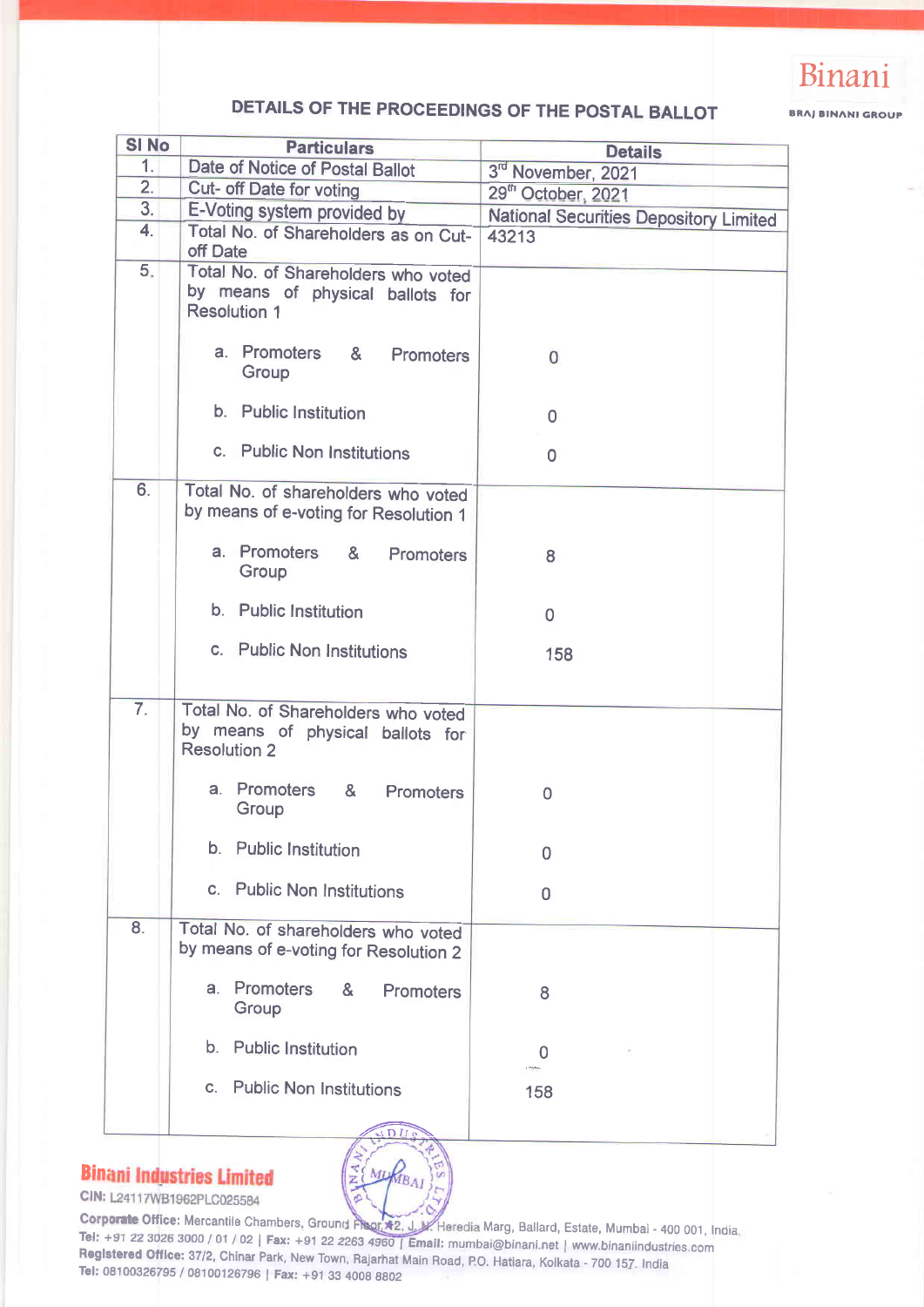## DETAILS OF THE PROCEEDINGS OF THE POSTAL BALLOT

| Sl No | Particulars | Details |
|---|---|---|
| 1. | Date of Notice of Postal Ballot | 3rd November, 2021 |
| 2. | Cut- off Date for voting | 29th October, 2021 |
| 3. | E-Voting system provided by | National Securities Depository Limited |
| 4. | Total No. of Shareholders as on Cut-off Date | 43213 |
| 5. | Total No. of Shareholders who voted by means of physical ballots for Resolution 1 | |
| | a. Promoters & Promoters Group | 0 |
| | b. Public Institution | 0 |
| | c. Public Non Institutions | 0 |
| 6. | Total No. of shareholders who voted by means of e-voting for Resolution 1 | |
| | a. Promoters & Promoters Group | 8 |
| | b. Public Institution | 0 |
| | c. Public Non Institutions | 158 |
| 7. | Total No. of Shareholders who voted by means of physical ballots for Resolution 2 | |
| | a. Promoters & Promoters Group | 0 |
| | b. Public Institution | 0 |
| | c. Public Non Institutions | 0 |
| 8. | Total No. of shareholders who voted by means of e-voting for Resolution 2 | |
| | a. Promoters & Promoters Group | 8 |
| | b. Public Institution | 0 |
| | c. Public Non Institutions | 158 |

**Binani Industries Limited**
CIN: L24117WB1962PLC025584
**Corporate Office:** Mercantile Chambers, Ground Floor, 12, J. N. Heredia Marg, Ballard, Estate, Mumbai - 400 001, India.
**Tel:** +91 22 3026 3000 / 01 / 02 | **Fax:** +91 22 2263 4960 | **Email:** mumbai@binani.net | www.binaniindustries.com
**Registered Office:** 37/2, Chinar Park, New Town, Rajarhat Main Road, P.O. Hatiara, Kolkata - 700 157. India
**Tel:** 08100326795 / 08100126796 | **Fax:** +91 33 4008 8802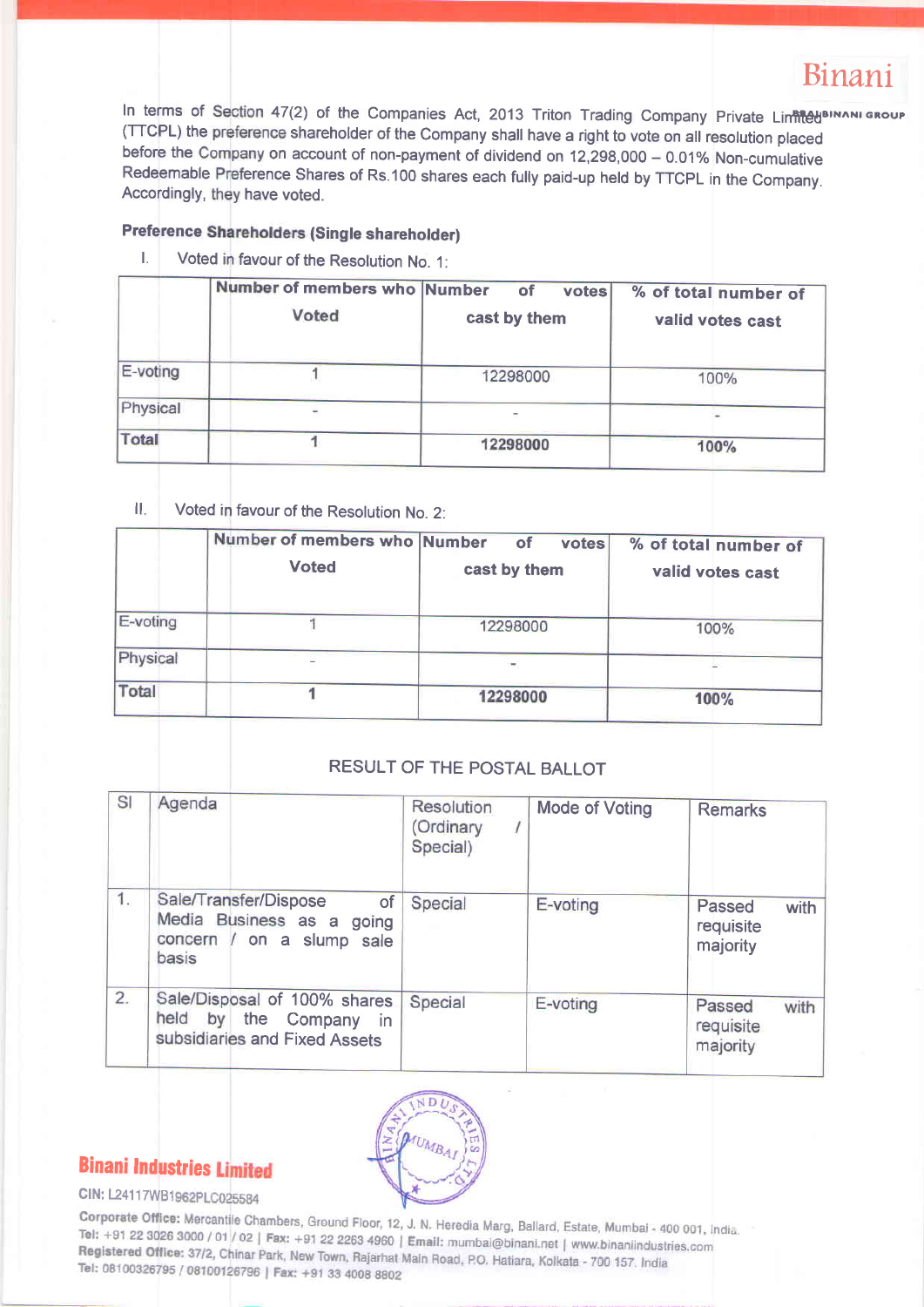In terms of Section 47(2) of the Companies Act, 2013 Triton Trading Company Private Limited (TTCPL) the preference shareholder of the Company shall have a right to vote on all resolution placed before the Company on account of non-payment of dividend on 12,298,000 – 0.01% Non-cumulative Redeemable Preference Shares of Rs.100 shares each fully paid-up held by TTCPL in the Company. Accordingly, they have voted.

**Preference Shareholders (Single shareholder)**

I. Voted in favour of the Resolution No. 1:

| | **Number of members who Voted** | **Number of votes cast by them** | **% of total number of valid votes cast** |
|---|---|---|---|
| E-voting | 1 | 12298000 | 100% |
| Physical | - | - | - |
| **Total** | **1** | **12298000** | **100%** |

II. Voted in favour of the Resolution No. 2:

| | **Number of members who Voted** | **Number of votes cast by them** | **% of total number of valid votes cast** |
|---|---|---|---|
| E-voting | 1 | 12298000 | 100% |
| Physical | - | - | - |
| **Total** | **1** | **12298000** | **100%** |

RESULT OF THE POSTAL BALLOT

| Sl | Agenda | Resolution (Ordinary / Special) | Mode of Voting | Remarks |
|---|---|---|---|---|
| 1. | Sale/Transfer/Dispose of Media Business as a going concern / on a slump sale basis | Special | E-voting | Passed with requisite majority |
| 2. | Sale/Disposal of 100% shares held by the Company in subsidiaries and Fixed Assets | Special | E-voting | Passed with requisite majority |

**Binani Industries Limited**

CIN: L24117WB1962PLC025584

**Corporate Office:** Mercantile Chambers, Ground Floor, 12, J. N. Heredia Marg, Ballard, Estate, Mumbai - 400 001, India.
**Tel:** +91 22 3026 3000 / 01 / 02 | **Fax:** +91 22 2263 4960 | **Email:** mumbai@binani.net | www.binaniindustries.com
**Registered Office:** 37/2, Chinar Park, New Town, Rajarhat Main Road, P.O. Hatiara, Kolkata - 700 157. India
**Tel:** 08100326795 / 08100126796 | **Fax:** +91 33 4008 8802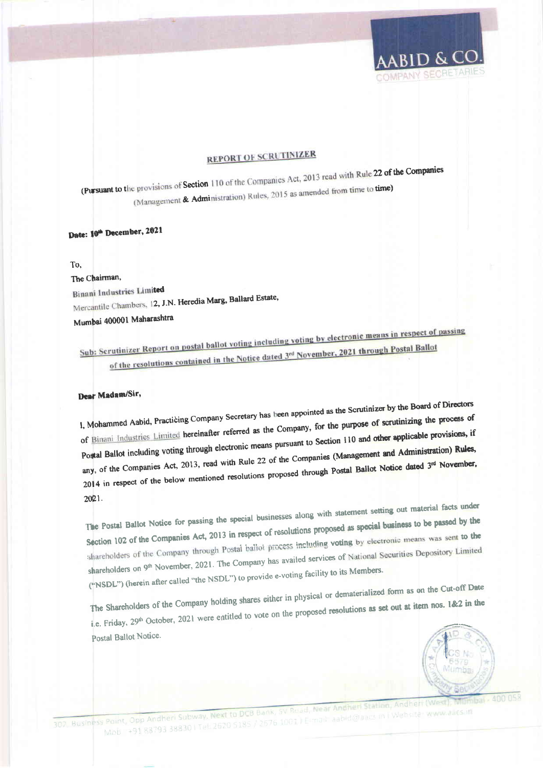AABID & CO.
COMPANY SECRETARIES

## REPORT OF SCRUTINIZER

**(Pursuant to the provisions of Section 110 of the Companies Act, 2013 read with Rule 22 of the Companies (Management & Administration) Rules, 2015 as amended from time to time)**

**Date: 10th December, 2021**

To,
The Chairman,
**Binani Industries Limited**
Mercantile Chambers, 12, J.N. Heredia Marg, Ballard Estate,
**Mumbai 400001 Maharashtra**

**Sub: Scrutinizer Report on postal ballot voting including voting by electronic means in respect of passing of the resolutions contained in the Notice dated 3rd November, 2021 through Postal Ballot**

**Dear Madam/Sir,**

I, Mohammed Aabid, Practicing Company Secretary has been appointed as the Scrutinizer by the Board of Directors of Binani Industries Limited hereinafter referred as the Company, for the purpose of scrutinizing the process of Postal Ballot including voting through electronic means pursuant to Section 110 and other applicable provisions, if any, of the Companies Act, 2013, read with Rule 22 of the Companies (Management and Administration) Rules, 2014 in respect of the below mentioned resolutions proposed through Postal Ballot Notice dated 3rd November, 2021.

The Postal Ballot Notice for passing the special businesses along with statement setting out material facts under Section 102 of the Companies Act, 2013 in respect of resolutions proposed as special business to be passed by the shareholders of the Company through Postal ballot process including voting by electronic means was sent to the shareholders on 9th November, 2021. The Company has availed services of National Securities Depository Limited ("NSDL") (herein after called "the NSDL") to provide e-voting facility to its Members.

The Shareholders of the Company holding shares either in physical or dematerialized form as on the Cut-off Date i.e. Friday, 29th October, 2021 were entitled to vote on the proposed resolutions as set out at item nos. 1&2 in the Postal Ballot Notice.

302, Business Point, Opp Andheri Subway, Next to DCB Bank, SV Road, Near Andheri Station, Andheri (West), Mumbai - 400 058
Mob : +91 88793 38830 | Tel: 2620 5185 / 2676 1001 | E-mail: aabid@aacs.in | Website: www.aacs.in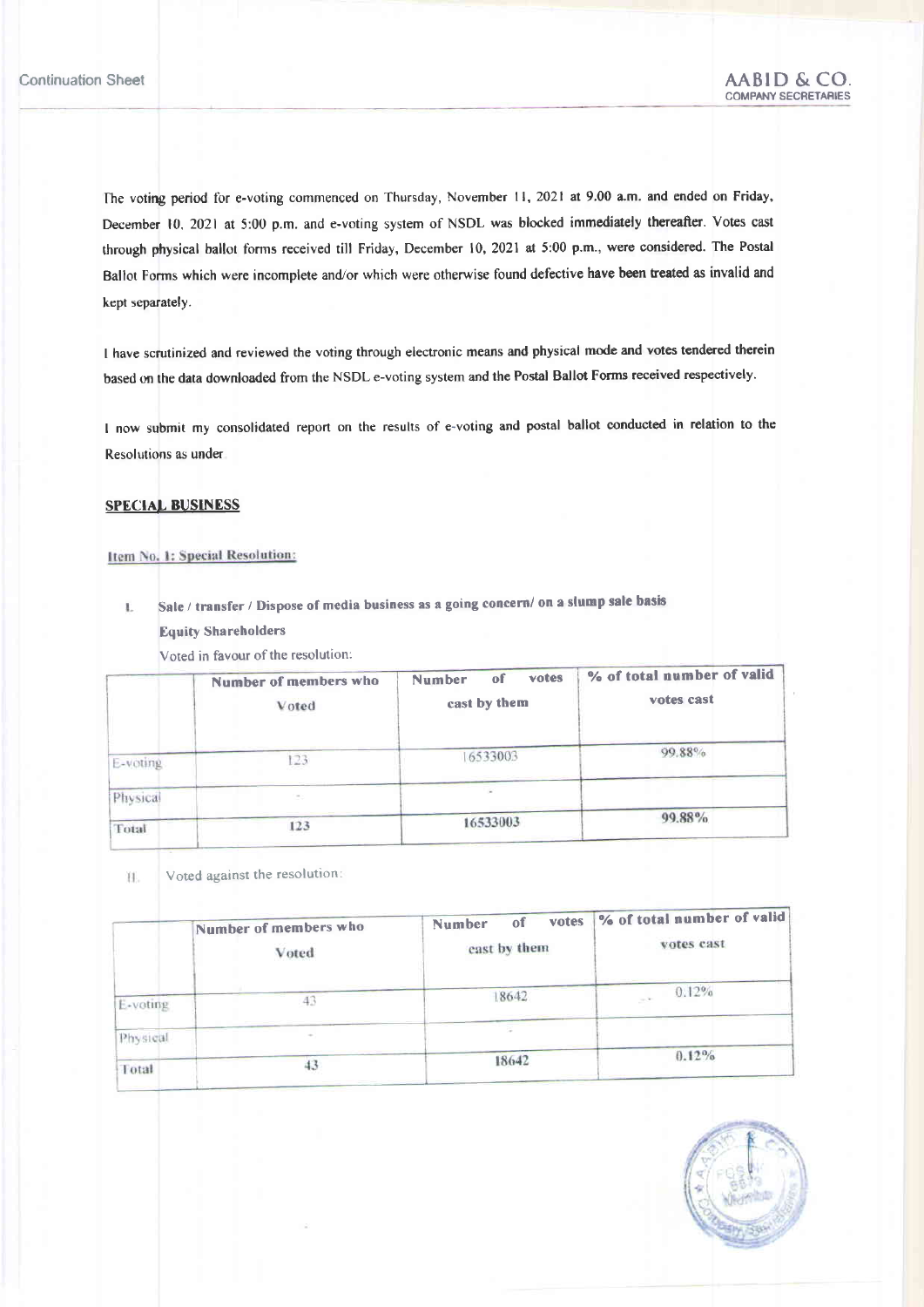The voting period for e-voting commenced on Thursday, November 11, 2021 at 9.00 a.m. and ended on Friday, December 10, 2021 at 5:00 p.m. and e-voting system of NSDL was blocked immediately thereafter. Votes cast through physical ballot forms received till Friday, December 10, 2021 at 5:00 p.m., were considered. The Postal Ballot Forms which were incomplete and/or which were otherwise found defective have been treated as invalid and kept separately.

I have scrutinized and reviewed the voting through electronic means and physical mode and votes tendered therein based on the data downloaded from the NSDL e-voting system and the Postal Ballot Forms received respectively.

I now submit my consolidated report on the results of e-voting and postal ballot conducted in relation to the Resolutions as under

**SPECIAL BUSINESS**

**Item No. 1: Special Resolution:**

I. **Sale / transfer / Dispose of media business as a going concern/ on a slump sale basis**

**Equity Shareholders**

Voted in favour of the resolution:

| | Number of members who Voted | Number of votes cast by them | % of total number of valid votes cast |
|---|---|---|---|
| E-voting | 123 | 16533003 | 99.88% |
| Physical | - | - | |
| Total | 123 | 16533003 | 99.88% |

II. Voted against the resolution:

| | Number of members who Voted | Number of votes cast by them | % of total number of valid votes cast |
|---|---|---|---|
| E-voting | 43 | 18642 | 0.12% |
| Physical | - | - | |
| Total | 43 | 18642 | 0.12% |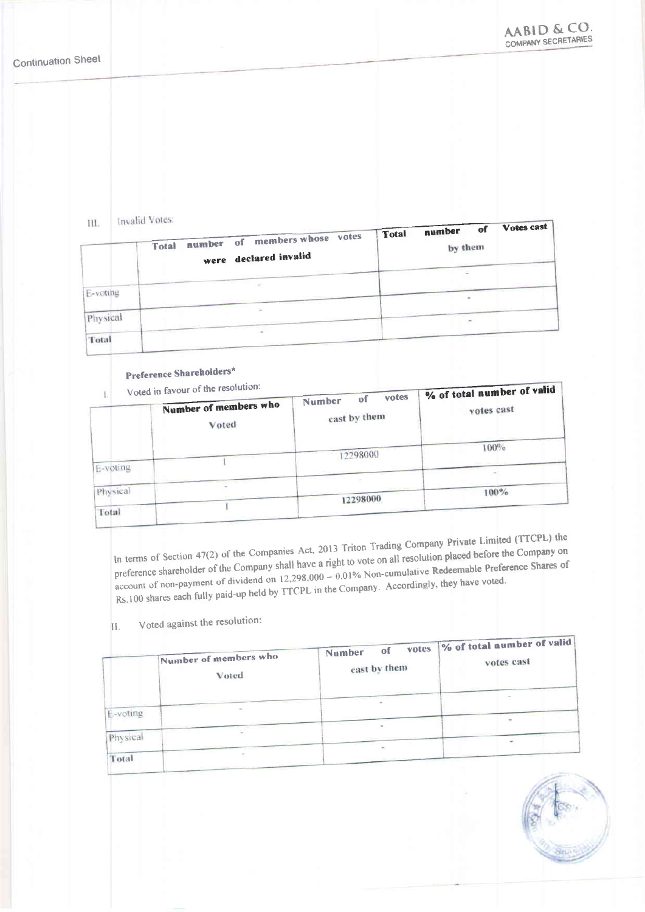III. Invalid Votes:

| | Total number of members whose votes were declared invalid | Total number of Votes cast by them |
|---|---|---|
| E-voting | - | - |
| Physical | - | - |
| Total | - | - |

**Preference Shareholders***

I. Voted in favour of the resolution:

| | Number of members who Voted | Number of votes cast by them | % of total number of valid votes cast |
|---|---|---|---|
| E-voting | 1 | 12298000 | 100% |
| Physical | - | - | - |
| Total | 1 | 12298000 | 100% |

In terms of Section 47(2) of the Companies Act, 2013 Triton Trading Company Private Limited (TTCPL) the preference shareholder of the Company shall have a right to vote on all resolution placed before the Company on account of non-payment of dividend on 12,298,000 – 0.01% Non-cumulative Redeemable Preference Shares of Rs.100 shares each fully paid-up held by TTCPL in the Company. Accordingly, they have voted.

II. Voted against the resolution:

| | Number of members who Voted | Number of votes cast by them | % of total number of valid votes cast |
|---|---|---|---|
| E-voting | - | - | - |
| Physical | - | - | - |
| Total | - | - | - |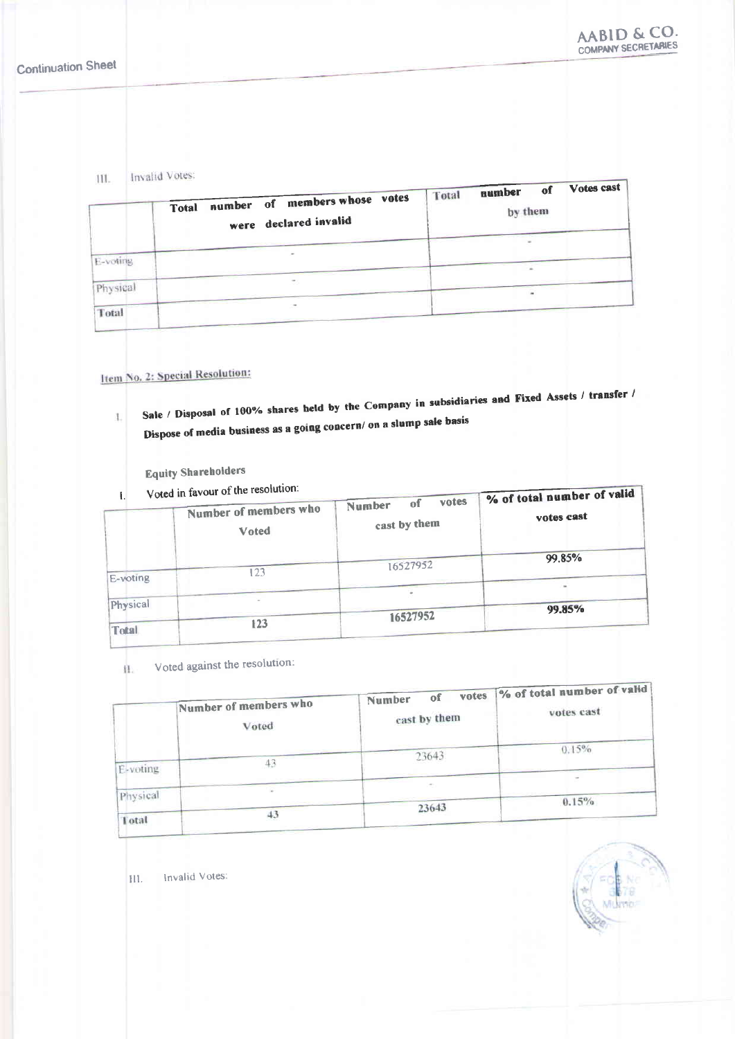III. Invalid Votes:

| | Total number of members whose votes were declared invalid | Total number of Votes cast by them |
|---|---|---|
| E-voting | - | - |
| Physical | - | - |
| Total | - | - |

**Item No. 2: Special Resolution:**

1. **Sale / Disposal of 100% shares held by the Company in subsidiaries and Fixed Assets / transfer / Dispose of media business as a going concern/ on a slump sale basis**

**Equity Shareholders**

I. Voted in favour of the resolution:

| | Number of members who Voted | Number of votes cast by them | % of total number of valid votes cast |
|---|---|---|---|
| E-voting | 123 | 16527952 | 99.85% |
| Physical | - | - | - |
| Total | 123 | 16527952 | 99.85% |

II. Voted against the resolution:

| | Number of members who Voted | Number of votes cast by them | % of total number of valid votes cast |
|---|---|---|---|
| E-voting | 43 | 23643 | 0.15% |
| Physical | - | - | - |
| Total | 43 | 23643 | 0.15% |

III. Invalid Votes: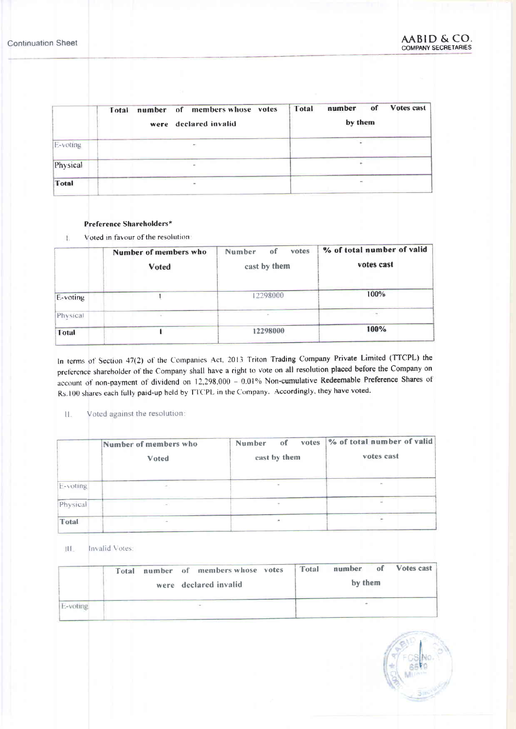| | Total number of members whose votes were declared invalid | Total number of Votes cast by them |
|---|---|---|
| E-voting | - | - |
| Physical | - | - |
| Total | - | - |

**Preference Shareholders***

I. Voted in favour of the resolution:

| | Number of members who Voted | Number of votes cast by them | % of total number of valid votes cast |
|---|---|---|---|
| E-voting | 1 | 12298000 | 100% |
| Physical | - | - | - |
| Total | 1 | 12298000 | 100% |

In terms of Section 47(2) of the Companies Act, 2013 Triton Trading Company Private Limited (TTCPL) the preference shareholder of the Company shall have a right to vote on all resolution placed before the Company on account of non-payment of dividend on 12,298,000 – 0.01% Non-cumulative Redeemable Preference Shares of Rs.100 shares each fully paid-up held by TTCPL in the Company. Accordingly, they have voted.

II. Voted against the resolution:

| | Number of members who Voted | Number of votes cast by them | % of total number of valid votes cast |
|---|---|---|---|
| E-voting | - | - | - |
| Physical | - | - | - |
| Total | - | - | - |

III. Invalid Votes:

| | Total number of members whose votes were declared invalid | Total number of Votes cast by them |
|---|---|---|
| E-voting | - | - |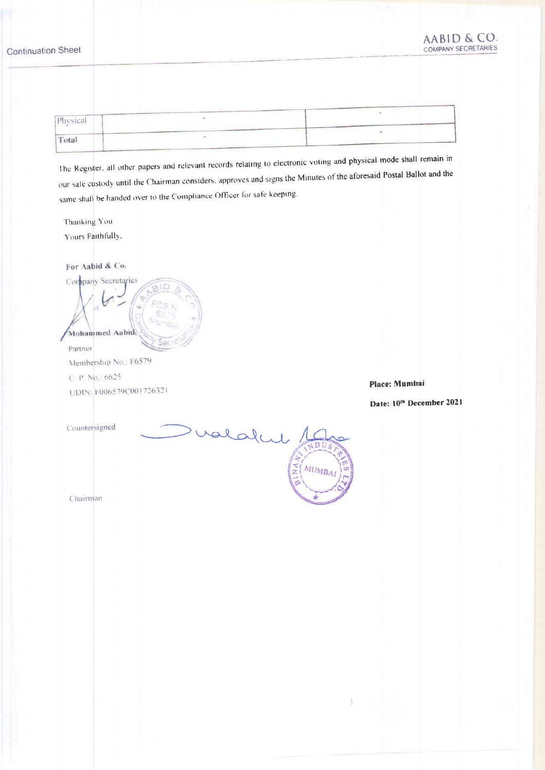| | | |
|---|---|---|
| Physical | - | - |
| Total | - | - |

The Register, all other papers and relevant records relating to electronic voting and physical mode shall remain in our safe custody until the Chairman considers, approves and signs the Minutes of the aforesaid Postal Ballot and the same shall be handed over to the Compliance Officer for safe keeping.

Thanking You

Yours Faithfully,

**For Aabid & Co.**

Company Secretaries

**Mohammed Aabid**

Partner

Membership No.: F6579

C. P. No.: 6625

UDIN: F006579C001726321

**Place: Mumbai**

**Date: 10th December 2021**

Countersigned

Chairman